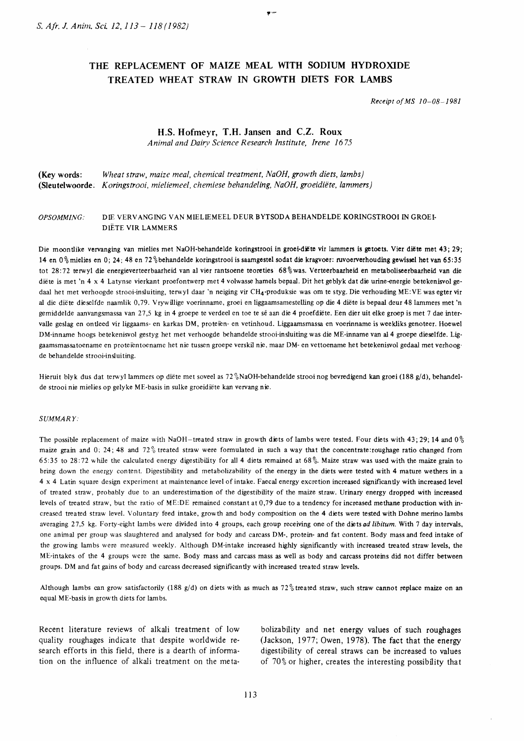# THE REPLACEMENT OF MAIZE MEAL WITH SODIUM HYDROXIDE TREATED WHEAT STRAW IN GROWTH DIETS FOR LAMBS

*Receipt of MS 10–08–1981*

**H.S. Hofmeyr, T.H. Jansen and C.Z. Roux**
*Animal and Dairy Science Research Institute, Irene 1675*

**(Key words:** *Wheat straw, maize meal, chemical treatment, NaOH, growth diets, lambs)*
**(Sleutelwoorde.** *Koringstrooi, mieliemeel, chemiese behandeling, NaOH, groeidiëte, lammers)*

*OPSOMMING:* DIE VERVANGING VAN MIELIEMEEL DEUR BYTSODA BEHANDELDE KORINGSTROOI IN GROEIDIËTE VIR LAMMERS

Die moontlike vervanging van mielies met NaOH-behandelde koringstrooi in groei-diëte vir lammers is getoets. Vier diëte met 43; 29; 14 en 0% mielies en 0; 24; 48 en 72% behandelde koringstrooi is saamgestel sodat die kragvoer: ruvoerverhouding gewissel het van 65:35 tot 28:72 terwyl die energieverteerbaarheid van al vier rantsoene teoreties 68% was. Verteerbaarheid en metaboliseerbaarheid van die diëte is met 'n 4 x 4 Latynse vierkant proefontwerp met 4 volwasse hamels bepaal. Dit het geblyk dat die urine-energie betekenisvol gedaal het met verhoogde strooi-insluiting, terwyl daar 'n neiging vir $CH_4$-produksie was om te styg. Die verhouding ME:VE was egter vir al die diëte dieselfde naamlik 0,79. Vrywillige voerinname, groei en liggaamsamestelling op die 4 diëte is bepaal deur 48 lammers met 'n gemiddelde aanvangsmassa van 27,5 kg in 4 groepe te verdeel en toe te sê aan die 4 proefdiëte. Een dier uit elke groep is met 7 dae intervalle geslag en ontleed vir liggaams- en karkas DM, proteïen- en vetinhoud. Liggaamsmassa en voerinname is weekliks genoteer. Hoewel DM-inname hoogs betekenisvol gestyg het met verhoogde behandelde strooi-insluiting was die ME-inname van al 4 groepe dieselfde. Liggaamsmassatoename en proteïentoename het nie tussen groepe verskil nie, maar DM- en vettoename het betekenisvol gedaal met verhoogde behandelde strooi-insluiting.

Hieruit blyk dus dat terwyl lammers op diëte met soveel as 72% NaOH-behandelde strooi nog bevredigend kan groei (188 g/d), behandelde strooi nie mielies op gelyke ME-basis in sulke groeidiëte kan vervang nie.

*SUMMARY:*

The possible replacement of maize with NaOH–treated straw in growth diets of lambs were tested. Four diets with 43; 29; 14 and 0% maize grain and 0; 24; 48 and 72% treated straw were formulated in such a way that the concentrate:roughage ratio changed from 65:35 to 28:72 while the calculated energy digestibility for all 4 diets remained at 68%. Maize straw was used with the maize grain to bring down the energy content. Digestibility and metabolizability of the energy in the diets were tested with 4 mature wethers in a 4 x 4 Latin square design experiment at maintenance level of intake. Faecal energy excretion increased significantly with increased level of treated straw, probably due to an underestimation of the digestibility of the maize straw. Urinary energy dropped with increased levels of treated straw, but the ratio of ME:DE remained constant at 0,79 due to a tendency for increased methane production with increased treated straw level. Voluntary feed intake, growth and body composition on the 4 diets were tested with Dohne merino lambs averaging 27,5 kg. Forty-eight lambs were divided into 4 groups, each group receiving one of the diets *ad libitum*. With 7 day intervals, one animal per group was slaughtered and analysed for body and carcass DM-, protein- and fat content. Body mass and feed intake of the growing lambs were measured weekly. Although DM-intake increased highly significantly with increased treated straw levels, the ME-intakes of the 4 groups were the same. Body mass and carcass mass as well as body and carcass proteins did not differ between groups. DM and fat gains of body and carcass decreased significantly with increased treated straw levels.

Although lambs can grow satisfactorily (188 g/d) on diets with as much as 72% treated straw, such straw cannot replace maize on an equal ME-basis in growth diets for lambs.

Recent literature reviews of alkali treatment of low quality roughages indicate that despite worldwide research efforts in this field, there is a dearth of information on the influence of alkali treatment on the metabolizability and net energy values of such roughages (Jackson, 1977; Owen, 1978). The fact that the energy digestibility of cereal straws can be increased to values of 70% or higher, creates the interesting possibility that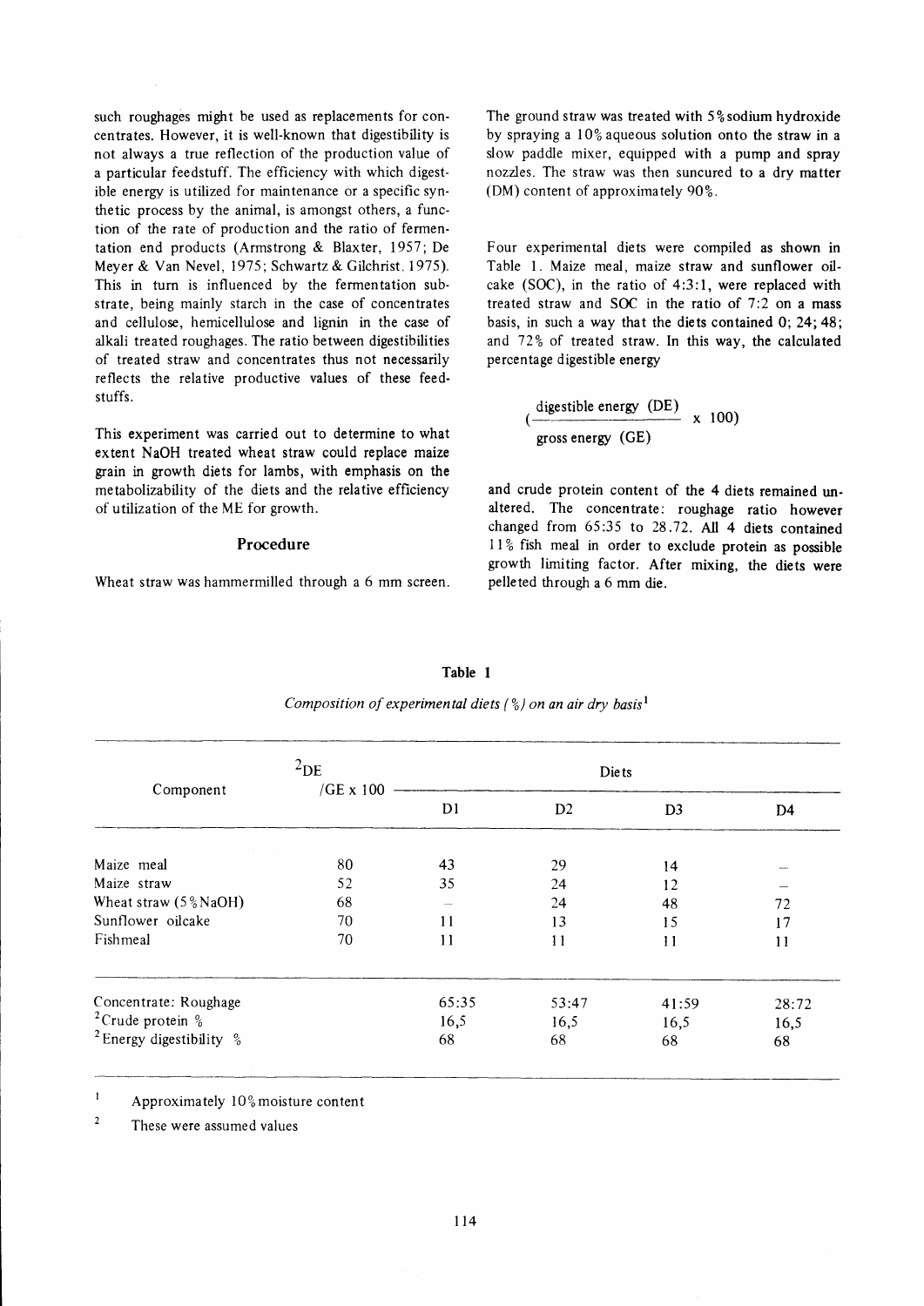such roughages might be used as replacements for concentrates. However, it is well-known that digestibility is not always a true reflection of the production value of a particular feedstuff. The efficiency with which digestible energy is utilized for maintenance or a specific synthetic process by the animal, is amongst others, a function of the rate of production and the ratio of fermentation end products (Armstrong & Blaxter, 1957; De Meyer & Van Nevel, 1975; Schwartz & Gilchrist, 1975). This in turn is influenced by the fermentation substrate, being mainly starch in the case of concentrates and cellulose, hemicellulose and lignin in the case of alkali treated roughages. The ratio between digestibilities of treated straw and concentrates thus not necessarily reflects the relative productive values of these feedstuffs.

This experiment was carried out to determine to what extent NaOH treated wheat straw could replace maize grain in growth diets for lambs, with emphasis on the metabolizability of the diets and the relative efficiency of utilization of the ME for growth.

## Procedure

Wheat straw was hammermilled through a 6 mm screen. The ground straw was treated with 5% sodium hydroxide by spraying a 10% aqueous solution onto the straw in a slow paddle mixer, equipped with a pump and spray nozzles. The straw was then suncured to a dry matter (DM) content of approximately 90%.

Four experimental diets were compiled as shown in Table 1. Maize meal, maize straw and sunflower oilcake (SOC), in the ratio of 4:3:1, were replaced with treated straw and SOC in the ratio of 7:2 on a mass basis, in such a way that the diets contained 0; 24; 48; and 72% of treated straw. In this way, the calculated percentage digestible energy

$$\left(\frac{\text{digestible energy (DE)}}{\text{gross energy (GE)}} \times 100\right)$$

and crude protein content of the 4 diets remained unaltered. The concentrate: roughage ratio however changed from 65:35 to 28.72. All 4 diets contained 11% fish meal in order to exclude protein as possible growth limiting factor. After mixing, the diets were pelleted through a 6 mm die.

**Table 1**

*Composition of experimental diets (%) on an air dry basis*[1]

| Component | [2]DE /GE x 100 | Diets | | | |
|---|---|---|---|---|---|
| | | D1 | D2 | D3 | D4 |
| Maize meal | 80 | 43 | 29 | 14 | – |
| Maize straw | 52 | 35 | 24 | 12 | – |
| Wheat straw (5%NaOH) | 68 | – | 24 | 48 | 72 |
| Sunflower oilcake | 70 | 11 | 13 | 15 | 17 |
| Fishmeal | 70 | 11 | 11 | 11 | 11 |
| Concentrate: Roughage | | 65:35 | 53:47 | 41:59 | 28:72 |
| [2]Crude protein % | | 16,5 | 16,5 | 16,5 | 16,5 |
| [2]Energy digestibility % | | 68 | 68 | 68 | 68 |

[1] Approximately 10% moisture content

[2] These were assumed values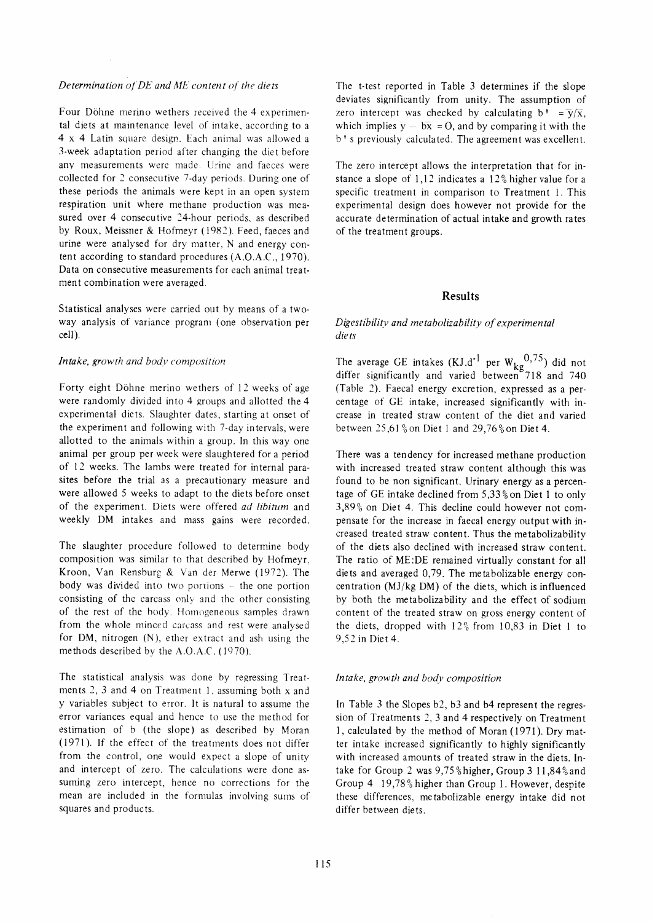### *Determination of DE and ME content of the diets*

Four Döhne merino wethers received the 4 experimental diets at maintenance level of intake, according to a 4 x 4 Latin square design. Each animal was allowed a 3-week adaptation period after changing the diet before any measurements were made. Urine and faeces were collected for 2 consecutive 7-day periods. During one of these periods the animals were kept in an open system respiration unit where methane production was measured over 4 consecutive 24-hour periods, as described by Roux, Meissner & Hofmeyr (1982). Feed, faeces and urine were analysed for dry matter, N and energy content according to standard procedures (A.O.A.C., 1970). Data on consecutive measurements for each animal treatment combination were averaged.

Statistical analyses were carried out by means of a two-way analysis of variance program (one observation per cell).

### *Intake, growth and body composition*

Forty eight Döhne merino wethers of 12 weeks of age were randomly divided into 4 groups and allotted the 4 experimental diets. Slaughter dates, starting at onset of the experiment and following with 7-day intervals, were allotted to the animals within a group. In this way one animal per group per week were slaughtered for a period of 12 weeks. The lambs were treated for internal parasites before the trial as a precautionary measure and were allowed 5 weeks to adapt to the diets before onset of the experiment. Diets were offered *ad libitum* and weekly DM intakes and mass gains were recorded.

The slaughter procedure followed to determine body composition was similar to that described by Hofmeyr, Kroon, Van Rensburg & Van der Merwe (1972). The body was divided into two portions – the one portion consisting of the carcass only and the other consisting of the rest of the body. Homogeneous samples drawn from the whole minced carcass and rest were analysed for DM, nitrogen (N), ether extract and ash using the methods described by the A.O.A.C. (1970).

The statistical analysis was done by regressing Treatments 2, 3 and 4 on Treatment 1, assuming both x and y variables subject to error. It is natural to assume the error variances equal and hence to use the method for estimation of b (the slope) as described by Moran (1971). If the effect of the treatments does not differ from the control, one would expect a slope of unity and intercept of zero. The calculations were done assuming zero intercept, hence no corrections for the mean are included in the formulas involving sums of squares and products.

The t-test reported in Table 3 determines if the slope deviates significantly from unity. The assumption of zero intercept was checked by calculating $b' = \bar{y}/\bar{x}$, which implies $\bar{y} - b\bar{x} = 0$, and by comparing it with the b's previously calculated. The agreement was excellent.

The zero intercept allows the interpretation that for instance a slope of 1,12 indicates a 12% higher value for a specific treatment in comparison to Treatment 1. This experimental design does however not provide for the accurate determination of actual intake and growth rates of the treatment groups.

## Results

### *Digestibility and metabolizability of experimental diets*

The average GE intakes ($KJ.d^{-1}$ per $W_{kg}^{0,75}$) did not differ significantly and varied between 718 and 740 (Table 2). Faecal energy excretion, expressed as a percentage of GE intake, increased significantly with increase in treated straw content of the diet and varied between 25,61% on Diet 1 and 29,76% on Diet 4.

There was a tendency for increased methane production with increased treated straw content although this was found to be non significant. Urinary energy as a percentage of GE intake declined from 5,33% on Diet 1 to only 3,89% on Diet 4. This decline could however not compensate for the increase in faecal energy output with increased treated straw content. Thus the metabolizability of the diets also declined with increased straw content. The ratio of ME:DE remained virtually constant for all diets and averaged 0,79. The metabolizable energy concentration (MJ/kg DM) of the diets, which is influenced by both the metabolizability and the effect of sodium content of the treated straw on gross energy content of the diets, dropped with 12% from 10,83 in Diet 1 to 9,52 in Diet 4.

### *Intake, growth and body composition*

In Table 3 the Slopes b2, b3 and b4 represent the regression of Treatments 2, 3 and 4 respectively on Treatment 1, calculated by the method of Moran (1971). Dry matter intake increased significantly to highly significantly with increased amounts of treated straw in the diets. Intake for Group 2 was 9,75% higher, Group 3 11,84% and Group 4 19,78% higher than Group 1. However, despite these differences, metabolizable energy intake did not differ between diets.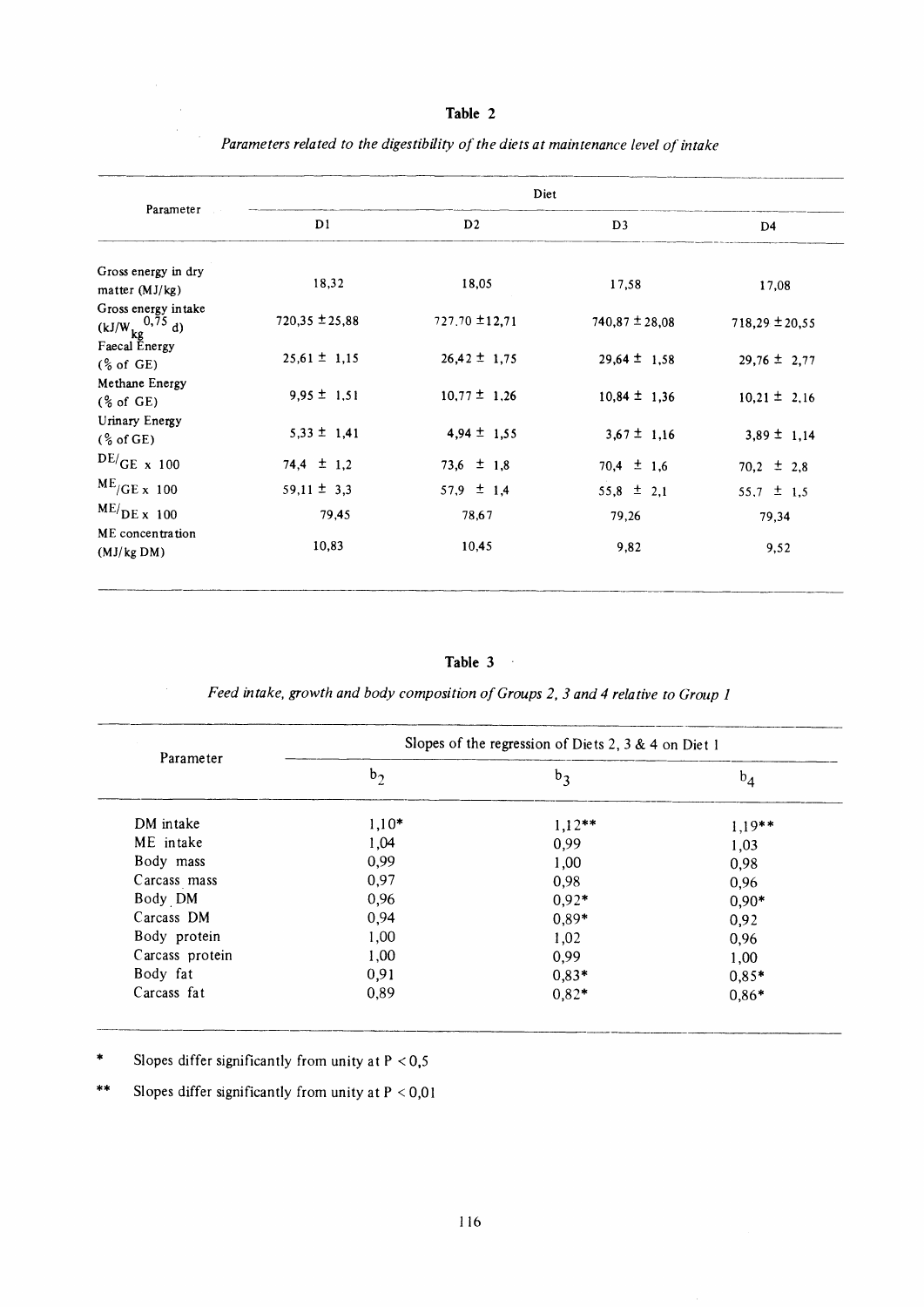**Table 2**

*Parameters related to the digestibility of the diets at maintenance level of intake*

| Parameter | Diet | | | |
|---|---|---|---|---|
| | D1 | D2 | D3 | D4 |
| Gross energy in dry matter (MJ/kg) | 18,32 | 18,05 | 17,58 | 17,08 |
| Gross energy intake (kJ/$W_{kg}^{0,75}$ d) | 720,35 ± 25,88 | 727,70 ± 12,71 | 740,87 ± 28,08 | 718,29 ± 20,55 |
| Faecal Energy (% of GE) | 25,61 ± 1,15 | 26,42 ± 1,75 | 29,64 ± 1,58 | 29,76 ± 2,77 |
| Methane Energy (% of GE) | 9,95 ± 1,51 | 10,77 ± 1,26 | 10,84 ± 1,36 | 10,21 ± 2,16 |
| Urinary Energy (% of GE) | 5,33 ± 1,41 | 4,94 ± 1,55 | 3,67 ± 1,16 | 3,89 ± 1,14 |
| DE/GE x 100 | 74,4 ± 1,2 | 73,6 ± 1,8 | 70,4 ± 1,6 | 70,2 ± 2,8 |
| ME/GE x 100 | 59,11 ± 3,3 | 57,9 ± 1,4 | 55,8 ± 2,1 | 55,7 ± 1,5 |
| ME/DE x 100 | 79,45 | 78,67 | 79,26 | 79,34 |
| ME concentration (MJ/kg DM) | 10,83 | 10,45 | 9,82 | 9,52 |

**Table 3**

*Feed intake, growth and body composition of Groups 2, 3 and 4 relative to Group 1*

| Parameter | Slopes of the regression of Diets 2, 3 & 4 on Diet 1 | | |
|---|---|---|---|
| | $b_2$ | $b_3$ | $b_4$ |
| DM intake | 1,10* | 1,12** | 1,19** |
| ME intake | 1,04 | 0,99 | 1,03 |
| Body mass | 0,99 | 1,00 | 0,98 |
| Carcass mass | 0,97 | 0,98 | 0,96 |
| Body DM | 0,96 | 0,92* | 0,90* |
| Carcass DM | 0,94 | 0,89* | 0,92 |
| Body protein | 1,00 | 1,02 | 0,96 |
| Carcass protein | 1,00 | 0,99 | 1,00 |
| Body fat | 0,91 | 0,83* | 0,85* |
| Carcass fat | 0,89 | 0,82* | 0,86* |

\* Slopes differ significantly from unity at $P < 0,5$

\*\* Slopes differ significantly from unity at $P < 0,01$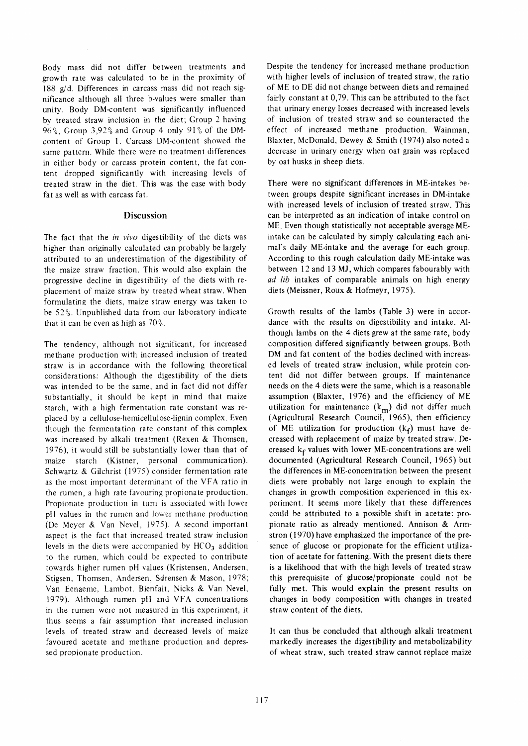Body mass did not differ between treatments and growth rate was calculated to be in the proximity of 188 g/d. Differences in carcass mass did not reach significance although all three b-values were smaller than unity. Body DM-content was significantly influenced by treated straw inclusion in the diet; Group 2 having 96%, Group 3,92% and Group 4 only 91% of the DM-content of Group 1. Carcass DM-content showed the same pattern. While there were no treatment differences in either body or carcass protein content, the fat content dropped significantly with increasing levels of treated straw in the diet. This was the case with body fat as well as with carcass fat.

## Discussion

The fact that the *in vivo* digestibility of the diets was higher than originally calculated can probably be largely attributed to an underestimation of the digestibility of the maize straw fraction. This would also explain the progressive decline in digestibility of the diets with replacement of maize straw by treated wheat straw. When formulating the diets, maize straw energy was taken to be 52%. Unpublished data from our laboratory indicate that it can be even as high as 70%.

The tendency, although not significant, for increased methane production with increased inclusion of treated straw is in accordance with the following theoretical considerations: Although the digestibility of the diets was intended to be the same, and in fact did not differ substantially, it should be kept in mind that maize starch, with a high fermentation rate constant was replaced by a cellulose-hemicellulose-lignin complex. Even though the fermentation rate constant of this complex was increased by alkali treatment (Rexen & Thomsen, 1976), it would still be substantially lower than that of maize starch (Kistner, personal communication). Schwartz & Gilchrist (1975) consider fermentation rate as the most important determinant of the VFA ratio in the rumen, a high rate favouring propionate production. Propionate production in turn is associated with lower pH values in the rumen and lower methane production (De Meyer & Van Nevel, 1975). A second important aspect is the fact that increased treated straw inclusion levels in the diets were accompanied by $HCO_3$ addition to the rumen, which could be expected to contribute towards higher rumen pH values (Kristensen, Andersen, Stigsen, Thomsen, Andersen, Sørensen & Mason, 1978; Van Eenaeme, Lambot, Bienfait, Nicks & Van Nevel, 1979). Although rumen pH and VFA concentrations in the rumen were not measured in this experiment, it thus seems a fair assumption that increased inclusion levels of treated straw and decreased levels of maize favoured acetate and methane production and depressed propionate production.

Despite the tendency for increased methane production with higher levels of inclusion of treated straw, the ratio of ME to DE did not change between diets and remained fairly constant at 0,79. This can be attributed to the fact that urinary energy losses decreased with increased levels of inclusion of treated straw and so counteracted the effect of increased methane production. Wainman, Blaxter, McDonald, Dewey & Smith (1974) also noted a decrease in urinary energy when oat grain was replaced by oat husks in sheep diets.

There were no significant differences in ME-intakes between groups despite significant increases in DM-intake with increased levels of inclusion of treated straw. This can be interpreted as an indication of intake control on ME. Even though statistically not acceptable average ME-intake can be calculated by simply calculating each animal's daily ME-intake and the average for each group. According to this rough calculation daily ME-intake was between 12 and 13 MJ, which compares fabourably with *ad lib* intakes of comparable animals on high energy diets (Meissner, Roux & Hofmeyr, 1975).

Growth results of the lambs (Table 3) were in accordance with the results on digestibility and intake. Although lambs on the 4 diets grew at the same rate, body composition differed significantly between groups. Both DM and fat content of the bodies declined with increased levels of treated straw inclusion, while protein content did not differ between groups. If maintenance needs on the 4 diets were the same, which is a reasonable assumption (Blaxter, 1976) and the efficiency of ME utilization for maintenance ($k_m$) did not differ much (Agricultural Research Council, 1965), then efficiency of ME utilization for production ($k_f$) must have decreased with replacement of maize by treated straw. Decreased $k_f$ values with lower ME-concentrations are well documented (Agricultural Research Council, 1965) but the differences in ME-concentration between the present diets were probably not large enough to explain the changes in growth composition experienced in this experiment. It seems more likely that these differences could be attributed to a possible shift in acetate: propionate ratio as already mentioned. Annison & Armstron (1970) have emphasized the importance of the presence of glucose or propionate for the efficient utilization of acetate for fattening. With the present diets there is a likelihood that with the high levels of treated straw this prerequisite of glucose/propionate could not be fully met. This would explain the present results on changes in body composition with changes in treated straw content of the diets.

It can thus be concluded that although alkali treatment markedly increases the digestibility and metabolizability of wheat straw, such treated straw cannot replace maize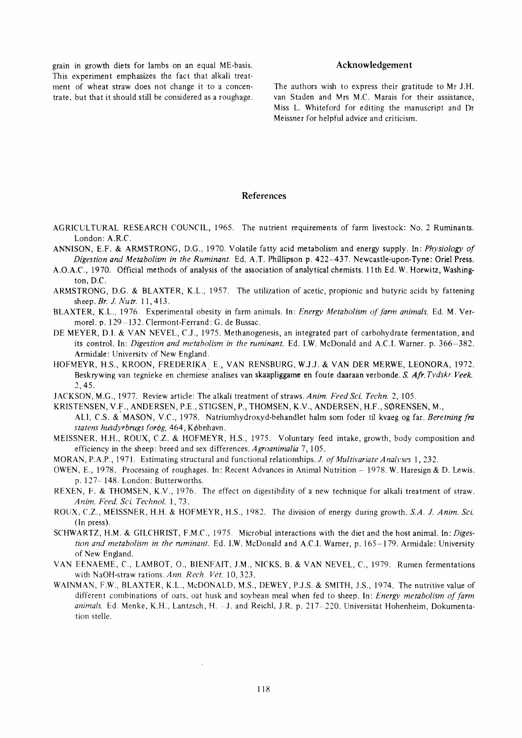grain in growth diets for lambs on an equal ME-basis. This experiment emphasizes the fact that alkali treatment of wheat straw does not change it to a concentrate, but that it should still be considered as a roughage.

## Acknowledgement

The authors wish to express their gratitude to Mr J.H. van Staden and Mrs M.C. Marais for their assistance, Miss L. Whiteford for editing the manuscript and Dr Meissner for helpful advice and criticism.

## References

AGRICULTURAL RESEARCH COUNCIL, 1965. The nutrient requirements of farm livestock: No. 2 Ruminants. London: A.R.C.

ANNISON, E.F. & ARMSTRONG, D.G., 1970. Volatile fatty acid metabolism and energy supply. In: *Physiology of Digestion and Metabolism in the Ruminant.* Ed. A.T. Phillipson p. 422–437. Newcastle-upon-Tyne: Oriel Press.

A.O.A.C., 1970. Official methods of analysis of the association of analytical chemists. 11th Ed. W. Horwitz, Washington, D.C.

ARMSTRONG, D.G. & BLAXTER, K.L., 1957. The utilization of acetic, propionic and butyric acids by fattening sheep. *Br. J. Nutr.* 11, 413.

BLAXTER, K.L., 1976. Experimental obesity in farm animals. In: *Energy Metabolism of farm animals.* Ed. M. Vermorel. p. 129–132. Clermont-Ferrand: G. de Bussac.

DE MEYER, D.I. & VAN NEVEL, C.J., 1975. Methanogenesis, an integrated part of carbohydrate fermentation, and its control. In: *Digestion and metabolism in the ruminant.* Ed. I.W. McDonald and A.C.I. Warner. p. 366–382. Armidale: University of New England.

HOFMEYR, H.S., KROON, FREDERIKA E., VAN RENSBURG, W.J.J. & VAN DER MERWE, LEONORA, 1972. Beskrywing van tegnieke en chemiese analises van skaapliggame en foute daaraan verbonde. *S. Afr. Tydskr. Veek.* 2, 45.

JACKSON, M.G., 1977. Review article: The alkali treatment of straws. *Anim. Feed Sci. Techn.* 2, 105.

KRISTENSEN, V.F., ANDERSEN, P.E., STIGSEN, P., THOMSEN, K.V., ANDERSEN, H.F., SØRENSEN, M., ALI, C.S. & MASON, V.C., 1978. Natriumhydroxyd-behandlet halm som foder til kvaeg og får. *Beretning fra statens husdyrbrugs forøg,* 464, København.

MEISSNER, H.H., ROUX, C.Z. & HOFMEYR, H.S., 1975. Voluntary feed intake, growth, body composition and efficiency in the sheep: breed and sex differences. *Agroanimalia* 7, 105.

MORAN, P.A.P., 1971. Estimating structural and functional relationships. *J. of Multivariate Analyses* 1, 232.

OWEN, E., 1978. Processing of roughages. In: Recent Advances in Animal Nutrition – 1978. W. Haresign & D. Lewis. p. 127–148. London: Butterworths.

REXEN, F. & THOMSEN, K.V., 1976. The effect on digestibility of a new technique for alkali treatment of straw. *Anim. Feed. Sci. Technol.* 1, 73.

ROUX, C.Z., MEISSNER, H.H. & HOFMEYR, H.S., 1982. The division of energy during growth. *S.A. J. Anim. Sci.* (In press).

SCHWARTZ, H.M. & GILCHRIST, F.M.C., 1975. Microbial interactions with the diet and the host animal. In: *Digestion and metabolism in the ruminant.* Ed. I.W. McDonald and A.C.I. Warner, p. 165–179. Armidale: University of New England.

VAN EENAEME, C., LAMBOT, O., BIENFAIT, J.M., NICKS, B. & VAN NEVEL, C., 1979. Rumen fermentations with NaOH-straw rations. *Ann. Rech. Vét.* 10, 323.

WAINMAN, F.W., BLAXTER, K.L., McDONALD, M.S., DEWEY, P.J.S. & SMITH, J.S., 1974. The nutritive value of different combinations of oats, oat husk and soybean meal when fed to sheep. In: *Energy metabolism of farm animals.* Ed. Menke, K.H., Lantzsch, H. –J. and Reichl, J.R. p. 217–220. Universität Hohenheim, Dokumentationstelle.